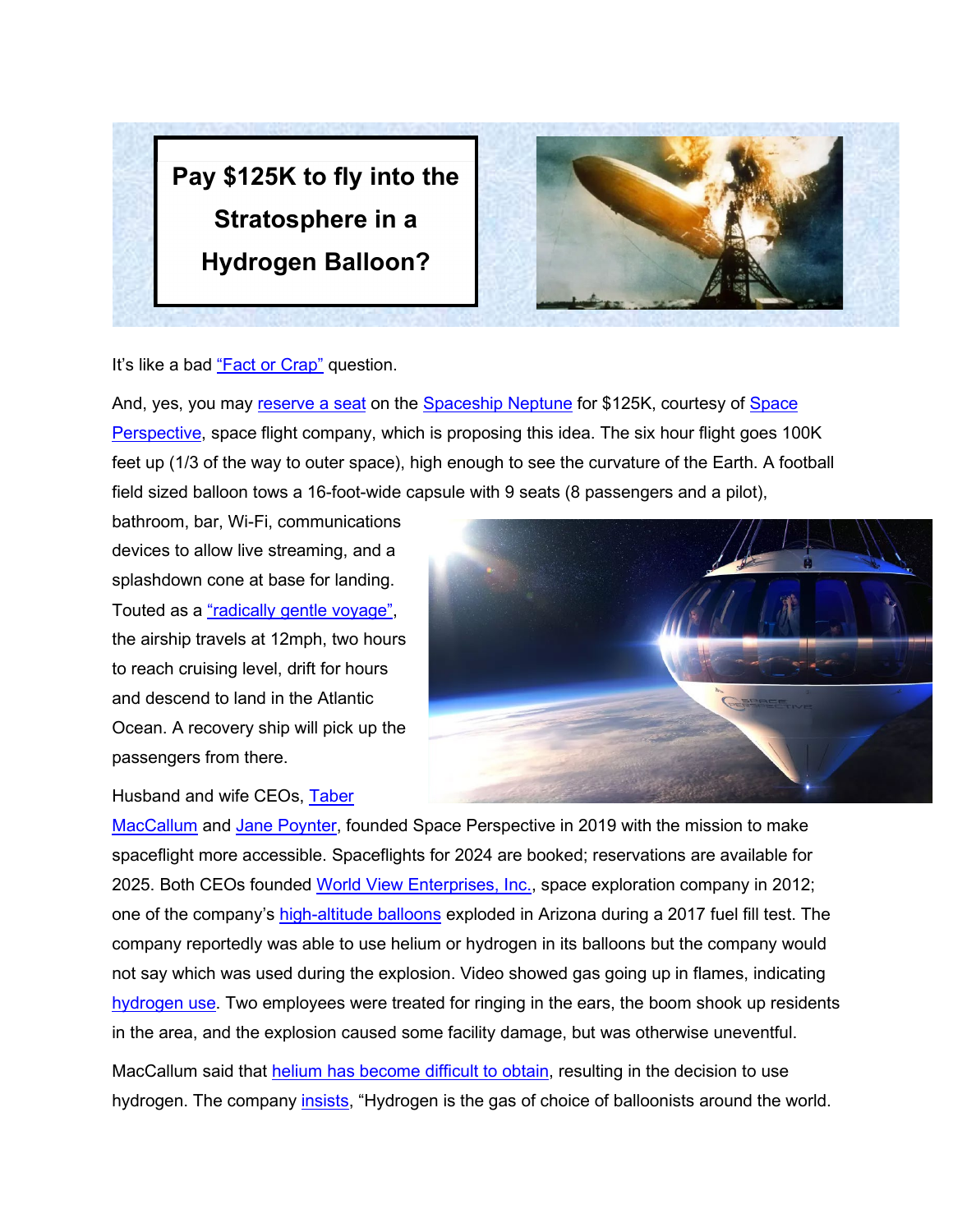# Pay $125K to fly into the Stratosphere in a Hydrogen Balloon?

It's like a bad "Fact or Crap" question.

And, yes, you may reserve a seat on the Spaceship Neptune for $125K, courtesy of Space Perspective, space flight company, which is proposing this idea. The six hour flight goes 100K feet up (1/3 of the way to outer space), high enough to see the curvature of the Earth. A football field sized balloon tows a 16-foot-wide capsule with 9 seats (8 passengers and a pilot), bathroom, bar, Wi-Fi, communications devices to allow live streaming, and a splashdown cone at base for landing. Touted as a "radically gentle voyage", the airship travels at 12mph, two hours to reach cruising level, drift for hours and descend to land in the Atlantic Ocean. A recovery ship will pick up the passengers from there.

Husband and wife CEOs, Taber MacCallum and Jane Poynter, founded Space Perspective in 2019 with the mission to make spaceflight more accessible. Spaceflights for 2024 are booked; reservations are available for 2025. Both CEOs founded World View Enterprises, Inc., space exploration company in 2012; one of the company's high-altitude balloons exploded in Arizona during a 2017 fuel fill test. The company reportedly was able to use helium or hydrogen in its balloons but the company would not say which was used during the explosion. Video showed gas going up in flames, indicating hydrogen use. Two employees were treated for ringing in the ears, the boom shook up residents in the area, and the explosion caused some facility damage, but was otherwise uneventful.

MacCallum said that helium has become difficult to obtain, resulting in the decision to use hydrogen. The company insists, "Hydrogen is the gas of choice of balloonists around the world.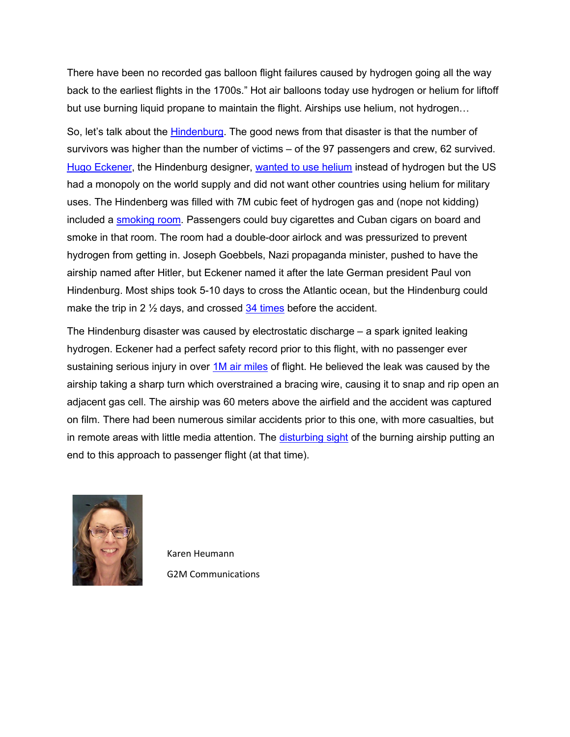There have been no recorded gas balloon flight failures caused by hydrogen going all the way back to the earliest flights in the 1700s." Hot air balloons today use hydrogen or helium for liftoff but use burning liquid propane to maintain the flight. Airships use helium, not hydrogen…

So, let's talk about the Hindenburg. The good news from that disaster is that the number of survivors was higher than the number of victims – of the 97 passengers and crew, 62 survived. Hugo Eckener, the Hindenburg designer, wanted to use helium instead of hydrogen but the US had a monopoly on the world supply and did not want other countries using helium for military uses. The Hindenberg was filled with 7M cubic feet of hydrogen gas and (nope not kidding) included a smoking room. Passengers could buy cigarettes and Cuban cigars on board and smoke in that room. The room had a double-door airlock and was pressurized to prevent hydrogen from getting in. Joseph Goebbels, Nazi propaganda minister, pushed to have the airship named after Hitler, but Eckener named it after the late German president Paul von Hindenburg. Most ships took 5-10 days to cross the Atlantic ocean, but the Hindenburg could make the trip in 2 ½ days, and crossed 34 times before the accident.

The Hindenburg disaster was caused by electrostatic discharge – a spark ignited leaking hydrogen. Eckener had a perfect safety record prior to this flight, with no passenger ever sustaining serious injury in over 1M air miles of flight. He believed the leak was caused by the airship taking a sharp turn which overstrained a bracing wire, causing it to snap and rip open an adjacent gas cell. The airship was 60 meters above the airfield and the accident was captured on film. There had been numerous similar accidents prior to this one, with more casualties, but in remote areas with little media attention. The disturbing sight of the burning airship putting an end to this approach to passenger flight (at that time).

Karen Heumann

G2M Communications